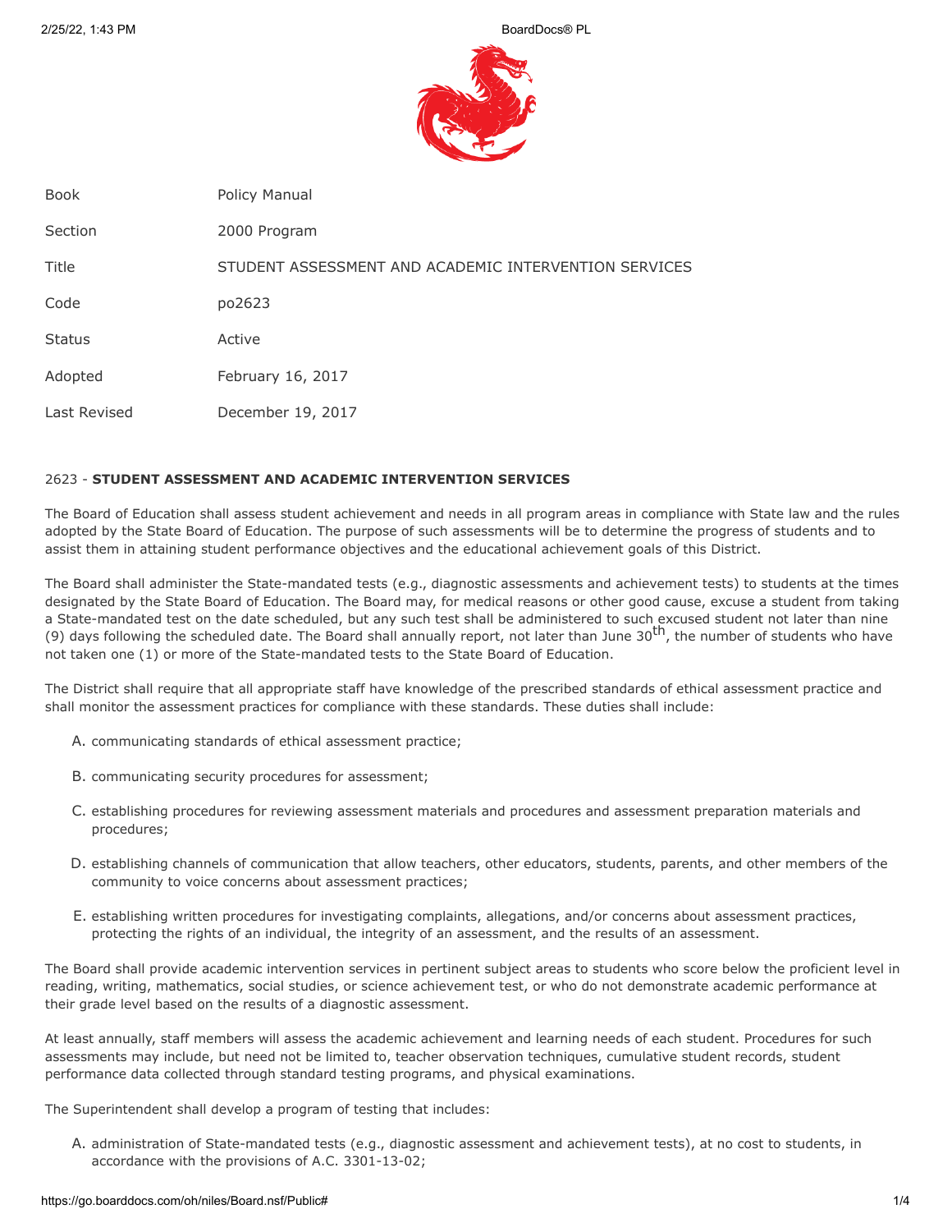| Book | Policy Manual |
| --- | --- |
| Section | 2000 Program |
| Title | STUDENT ASSESSMENT AND ACADEMIC INTERVENTION SERVICES |
| Code | po2623 |
| Status | Active |
| Adopted | February 16, 2017 |
| Last Revised | December 19, 2017 |

2623 - **STUDENT ASSESSMENT AND ACADEMIC INTERVENTION SERVICES**

The Board of Education shall assess student achievement and needs in all program areas in compliance with State law and the rules adopted by the State Board of Education. The purpose of such assessments will be to determine the progress of students and to assist them in attaining student performance objectives and the educational achievement goals of this District.

The Board shall administer the State-mandated tests (e.g., diagnostic assessments and achievement tests) to students at the times designated by the State Board of Education. The Board may, for medical reasons or other good cause, excuse a student from taking a State-mandated test on the date scheduled, but any such test shall be administered to such excused student not later than nine (9) days following the scheduled date. The Board shall annually report, not later than June 30th, the number of students who have not taken one (1) or more of the State-mandated tests to the State Board of Education.

The District shall require that all appropriate staff have knowledge of the prescribed standards of ethical assessment practice and shall monitor the assessment practices for compliance with these standards. These duties shall include:

A. communicating standards of ethical assessment practice;

B. communicating security procedures for assessment;

C. establishing procedures for reviewing assessment materials and procedures and assessment preparation materials and procedures;

D. establishing channels of communication that allow teachers, other educators, students, parents, and other members of the community to voice concerns about assessment practices;

E. establishing written procedures for investigating complaints, allegations, and/or concerns about assessment practices, protecting the rights of an individual, the integrity of an assessment, and the results of an assessment.

The Board shall provide academic intervention services in pertinent subject areas to students who score below the proficient level in reading, writing, mathematics, social studies, or science achievement test, or who do not demonstrate academic performance at their grade level based on the results of a diagnostic assessment.

At least annually, staff members will assess the academic achievement and learning needs of each student. Procedures for such assessments may include, but need not be limited to, teacher observation techniques, cumulative student records, student performance data collected through standard testing programs, and physical examinations.

The Superintendent shall develop a program of testing that includes:

A. administration of State-mandated tests (e.g., diagnostic assessment and achievement tests), at no cost to students, in accordance with the provisions of A.C. 3301-13-02;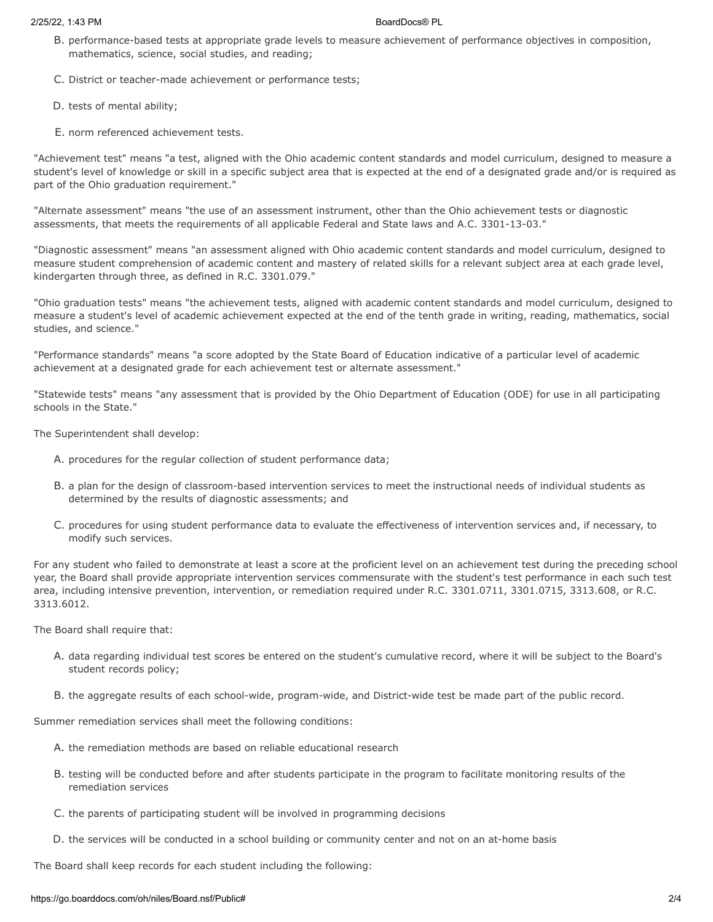B. performance-based tests at appropriate grade levels to measure achievement of performance objectives in composition, mathematics, science, social studies, and reading;

C. District or teacher-made achievement or performance tests;

D. tests of mental ability;

E. norm referenced achievement tests.

"Achievement test" means "a test, aligned with the Ohio academic content standards and model curriculum, designed to measure a student's level of knowledge or skill in a specific subject area that is expected at the end of a designated grade and/or is required as part of the Ohio graduation requirement."

"Alternate assessment" means "the use of an assessment instrument, other than the Ohio achievement tests or diagnostic assessments, that meets the requirements of all applicable Federal and State laws and A.C. 3301-13-03."

"Diagnostic assessment" means "an assessment aligned with Ohio academic content standards and model curriculum, designed to measure student comprehension of academic content and mastery of related skills for a relevant subject area at each grade level, kindergarten through three, as defined in R.C. 3301.079."

"Ohio graduation tests" means "the achievement tests, aligned with academic content standards and model curriculum, designed to measure a student's level of academic achievement expected at the end of the tenth grade in writing, reading, mathematics, social studies, and science."

"Performance standards" means "a score adopted by the State Board of Education indicative of a particular level of academic achievement at a designated grade for each achievement test or alternate assessment."

"Statewide tests" means "any assessment that is provided by the Ohio Department of Education (ODE) for use in all participating schools in the State."

The Superintendent shall develop:

A. procedures for the regular collection of student performance data;

B. a plan for the design of classroom-based intervention services to meet the instructional needs of individual students as determined by the results of diagnostic assessments; and

C. procedures for using student performance data to evaluate the effectiveness of intervention services and, if necessary, to modify such services.

For any student who failed to demonstrate at least a score at the proficient level on an achievement test during the preceding school year, the Board shall provide appropriate intervention services commensurate with the student's test performance in each such test area, including intensive prevention, intervention, or remediation required under R.C. 3301.0711, 3301.0715, 3313.608, or R.C. 3313.6012.

The Board shall require that:

A. data regarding individual test scores be entered on the student's cumulative record, where it will be subject to the Board's student records policy;

B. the aggregate results of each school-wide, program-wide, and District-wide test be made part of the public record.

Summer remediation services shall meet the following conditions:

A. the remediation methods are based on reliable educational research

B. testing will be conducted before and after students participate in the program to facilitate monitoring results of the remediation services

C. the parents of participating student will be involved in programming decisions

D. the services will be conducted in a school building or community center and not on an at-home basis

The Board shall keep records for each student including the following: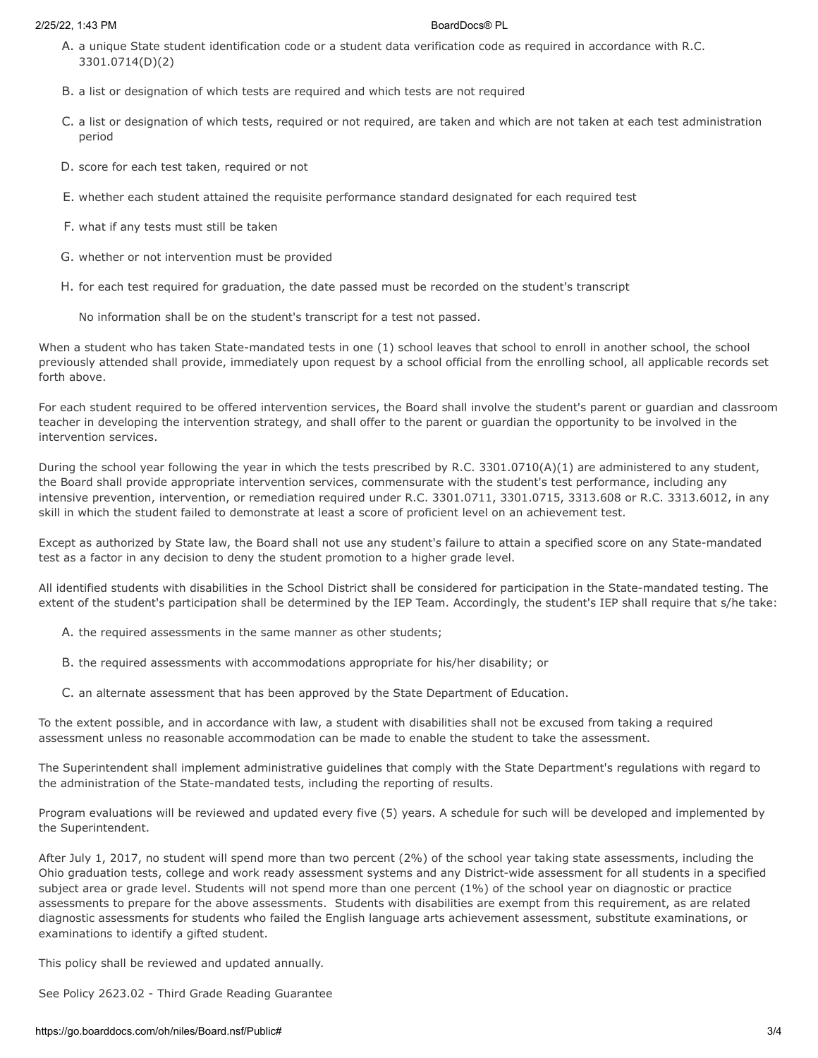A. a unique State student identification code or a student data verification code as required in accordance with R.C. 3301.0714(D)(2)

B. a list or designation of which tests are required and which tests are not required

C. a list or designation of which tests, required or not required, are taken and which are not taken at each test administration period

D. score for each test taken, required or not

E. whether each student attained the requisite performance standard designated for each required test

F. what if any tests must still be taken

G. whether or not intervention must be provided

H. for each test required for graduation, the date passed must be recorded on the student's transcript

No information shall be on the student's transcript for a test not passed.

When a student who has taken State-mandated tests in one (1) school leaves that school to enroll in another school, the school previously attended shall provide, immediately upon request by a school official from the enrolling school, all applicable records set forth above.

For each student required to be offered intervention services, the Board shall involve the student's parent or guardian and classroom teacher in developing the intervention strategy, and shall offer to the parent or guardian the opportunity to be involved in the intervention services.

During the school year following the year in which the tests prescribed by R.C. 3301.0710(A)(1) are administered to any student, the Board shall provide appropriate intervention services, commensurate with the student's test performance, including any intensive prevention, intervention, or remediation required under R.C. 3301.0711, 3301.0715, 3313.608 or R.C. 3313.6012, in any skill in which the student failed to demonstrate at least a score of proficient level on an achievement test.

Except as authorized by State law, the Board shall not use any student's failure to attain a specified score on any State-mandated test as a factor in any decision to deny the student promotion to a higher grade level.

All identified students with disabilities in the School District shall be considered for participation in the State-mandated testing. The extent of the student's participation shall be determined by the IEP Team. Accordingly, the student's IEP shall require that s/he take:

A. the required assessments in the same manner as other students;

B. the required assessments with accommodations appropriate for his/her disability; or

C. an alternate assessment that has been approved by the State Department of Education.

To the extent possible, and in accordance with law, a student with disabilities shall not be excused from taking a required assessment unless no reasonable accommodation can be made to enable the student to take the assessment.

The Superintendent shall implement administrative guidelines that comply with the State Department's regulations with regard to the administration of the State-mandated tests, including the reporting of results.

Program evaluations will be reviewed and updated every five (5) years. A schedule for such will be developed and implemented by the Superintendent.

After July 1, 2017, no student will spend more than two percent (2%) of the school year taking state assessments, including the Ohio graduation tests, college and work ready assessment systems and any District-wide assessment for all students in a specified subject area or grade level. Students will not spend more than one percent (1%) of the school year on diagnostic or practice assessments to prepare for the above assessments. Students with disabilities are exempt from this requirement, as are related diagnostic assessments for students who failed the English language arts achievement assessment, substitute examinations, or examinations to identify a gifted student.

This policy shall be reviewed and updated annually.

See Policy 2623.02 - Third Grade Reading Guarantee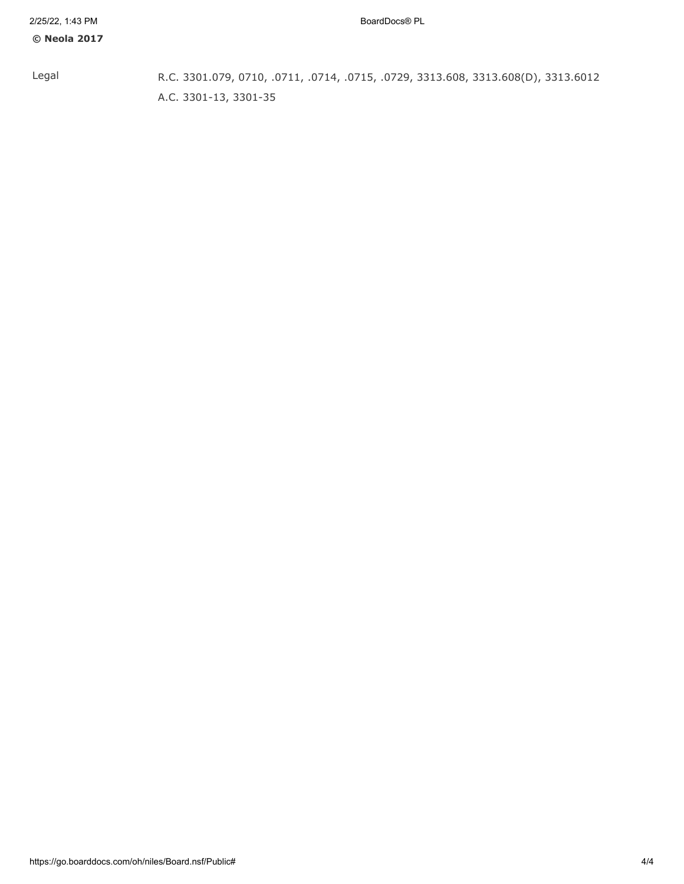**© Neola 2017**

| | |
|---|---|
| Legal | R.C. 3301.079, 0710, .0711, .0714, .0715, .0729, 3313.608, 3313.608(D), 3313.6012 |
| | A.C. 3301-13, 3301-35 |